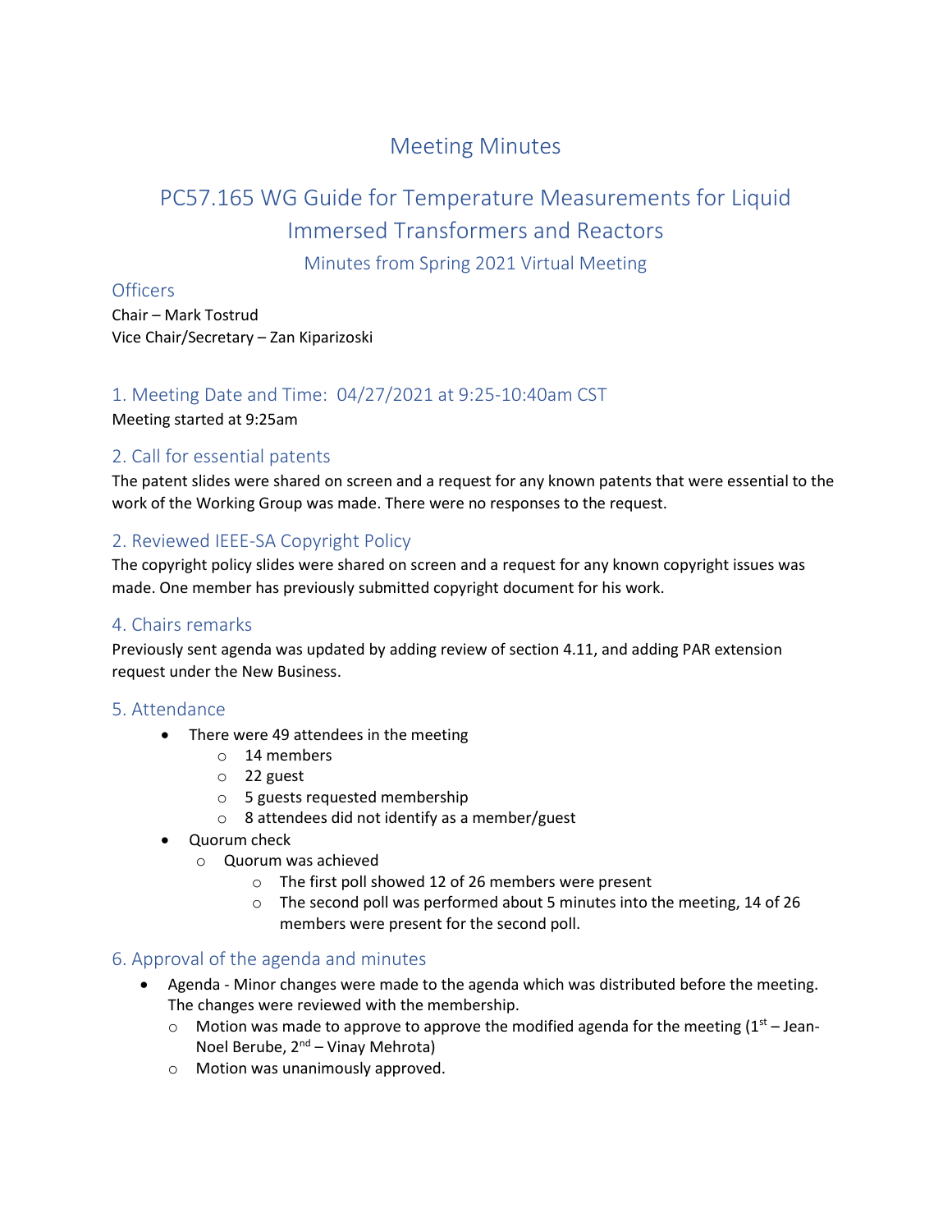# Meeting Minutes

## PC57.165 WG Guide for Temperature Measurements for Liquid Immersed Transformers and Reactors

### Minutes from Spring 2021 Virtual Meeting

### Officers

Chair – Mark Tostrud
Vice Chair/Secretary – Zan Kiparizoski

### 1. Meeting Date and Time: 04/27/2021 at 9:25-10:40am CST

Meeting started at 9:25am

### 2. Call for essential patents

The patent slides were shared on screen and a request for any known patents that were essential to the work of the Working Group was made. There were no responses to the request.

### 2. Reviewed IEEE-SA Copyright Policy

The copyright policy slides were shared on screen and a request for any known copyright issues was made. One member has previously submitted copyright document for his work.

### 4. Chairs remarks

Previously sent agenda was updated by adding review of section 4.11, and adding PAR extension request under the New Business.

### 5. Attendance

- There were 49 attendees in the meeting
  - 14 members
  - 22 guest
  - 5 guests requested membership
  - 8 attendees did not identify as a member/guest
- Quorum check
  - Quorum was achieved
    - The first poll showed 12 of 26 members were present
    - The second poll was performed about 5 minutes into the meeting, 14 of 26 members were present for the second poll.

### 6. Approval of the agenda and minutes

- Agenda - Minor changes were made to the agenda which was distributed before the meeting. The changes were reviewed with the membership.
  - Motion was made to approve to approve the modified agenda for the meeting (1st – Jean-Noel Berube, 2nd – Vinay Mehrota)
  - Motion was unanimously approved.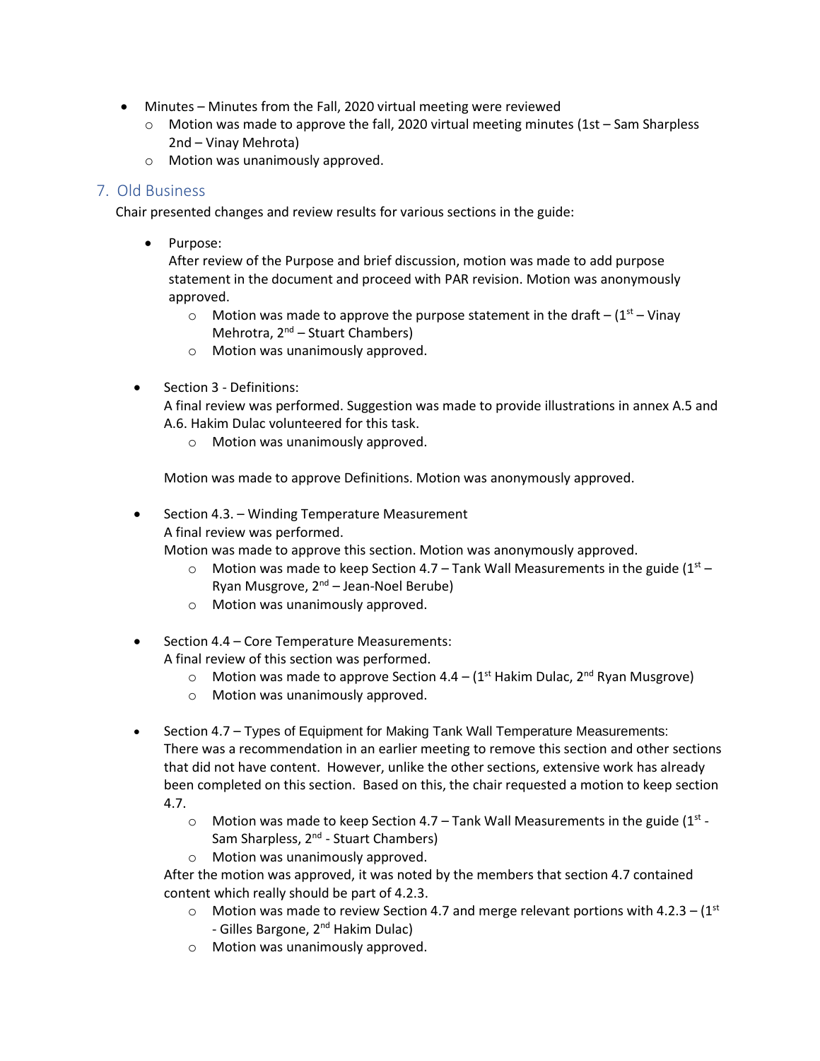- Minutes – Minutes from the Fall, 2020 virtual meeting were reviewed
  - Motion was made to approve the fall, 2020 virtual meeting minutes (1st – Sam Sharpless 2nd – Vinay Mehrota)
  - Motion was unanimously approved.

## 7. Old Business

Chair presented changes and review results for various sections in the guide:

- Purpose:
  After review of the Purpose and brief discussion, motion was made to add purpose statement in the document and proceed with PAR revision. Motion was anonymously approved.
  - Motion was made to approve the purpose statement in the draft – (1st – Vinay Mehrotra, 2nd – Stuart Chambers)
  - Motion was unanimously approved.

- Section 3 - Definitions:
  A final review was performed. Suggestion was made to provide illustrations in annex A.5 and A.6. Hakim Dulac volunteered for this task.
  - Motion was unanimously approved.

  Motion was made to approve Definitions. Motion was anonymously approved.

- Section 4.3. – Winding Temperature Measurement
  A final review was performed.
  Motion was made to approve this section. Motion was anonymously approved.
  - Motion was made to keep Section 4.7 – Tank Wall Measurements in the guide (1st – Ryan Musgrove, 2nd – Jean-Noel Berube)
  - Motion was unanimously approved.

- Section 4.4 – Core Temperature Measurements:
  A final review of this section was performed.
  - Motion was made to approve Section 4.4 – (1st Hakim Dulac, 2nd Ryan Musgrove)
  - Motion was unanimously approved.

- Section 4.7 – Types of Equipment for Making Tank Wall Temperature Measurements:
  There was a recommendation in an earlier meeting to remove this section and other sections that did not have content. However, unlike the other sections, extensive work has already been completed on this section. Based on this, the chair requested a motion to keep section 4.7.
  - Motion was made to keep Section 4.7 – Tank Wall Measurements in the guide (1st - Sam Sharpless, 2nd - Stuart Chambers)
  - Motion was unanimously approved.

  After the motion was approved, it was noted by the members that section 4.7 contained content which really should be part of 4.2.3.
  - Motion was made to review Section 4.7 and merge relevant portions with 4.2.3 – (1st - Gilles Bargone, 2nd Hakim Dulac)
  - Motion was unanimously approved.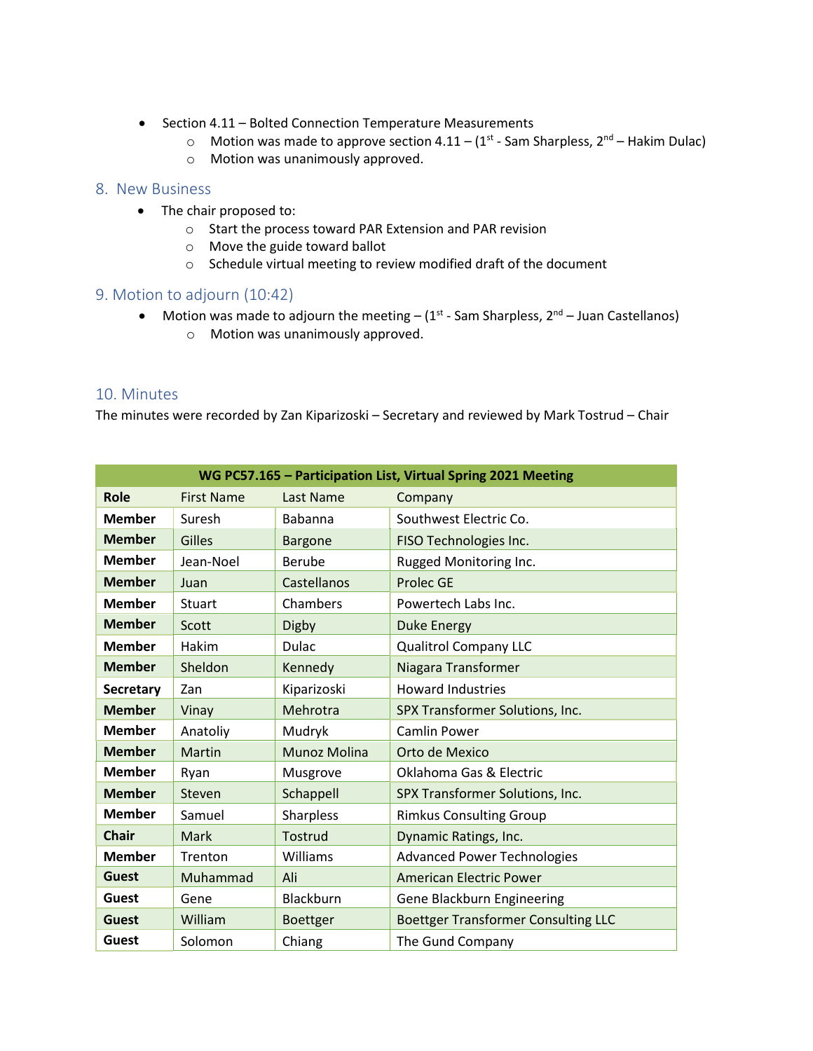- Section 4.11 – Bolted Connection Temperature Measurements
  - Motion was made to approve section 4.11 – (1st - Sam Sharpless, 2nd – Hakim Dulac)
  - Motion was unanimously approved.

## 8. New Business

- The chair proposed to:
  - Start the process toward PAR Extension and PAR revision
  - Move the guide toward ballot
  - Schedule virtual meeting to review modified draft of the document

## 9. Motion to adjourn (10:42)

- Motion was made to adjourn the meeting – (1st - Sam Sharpless, 2nd – Juan Castellanos)
  - Motion was unanimously approved.

## 10. Minutes

The minutes were recorded by Zan Kiparizoski – Secretary and reviewed by Mark Tostrud – Chair

| WG PC57.165 – Participation List, Virtual Spring 2021 Meeting | | | |
|---|---|---|---|
| **Role** | First Name | Last Name | Company |
| **Member** | Suresh | Babanna | Southwest Electric Co. |
| **Member** | Gilles | Bargone | FISO Technologies Inc. |
| **Member** | Jean-Noel | Berube | Rugged Monitoring Inc. |
| **Member** | Juan | Castellanos | Prolec GE |
| **Member** | Stuart | Chambers | Powertech Labs Inc. |
| **Member** | Scott | Digby | Duke Energy |
| **Member** | Hakim | Dulac | Qualitrol Company LLC |
| **Member** | Sheldon | Kennedy | Niagara Transformer |
| **Secretary** | Zan | Kiparizoski | Howard Industries |
| **Member** | Vinay | Mehrotra | SPX Transformer Solutions, Inc. |
| **Member** | Anatoliy | Mudryk | Camlin Power |
| **Member** | Martin | Munoz Molina | Orto de Mexico |
| **Member** | Ryan | Musgrove | Oklahoma Gas & Electric |
| **Member** | Steven | Schappell | SPX Transformer Solutions, Inc. |
| **Member** | Samuel | Sharpless | Rimkus Consulting Group |
| **Chair** | Mark | Tostrud | Dynamic Ratings, Inc. |
| **Member** | Trenton | Williams | Advanced Power Technologies |
| **Guest** | Muhammad | Ali | American Electric Power |
| **Guest** | Gene | Blackburn | Gene Blackburn Engineering |
| **Guest** | William | Boettger | Boettger Transformer Consulting LLC |
| **Guest** | Solomon | Chiang | The Gund Company |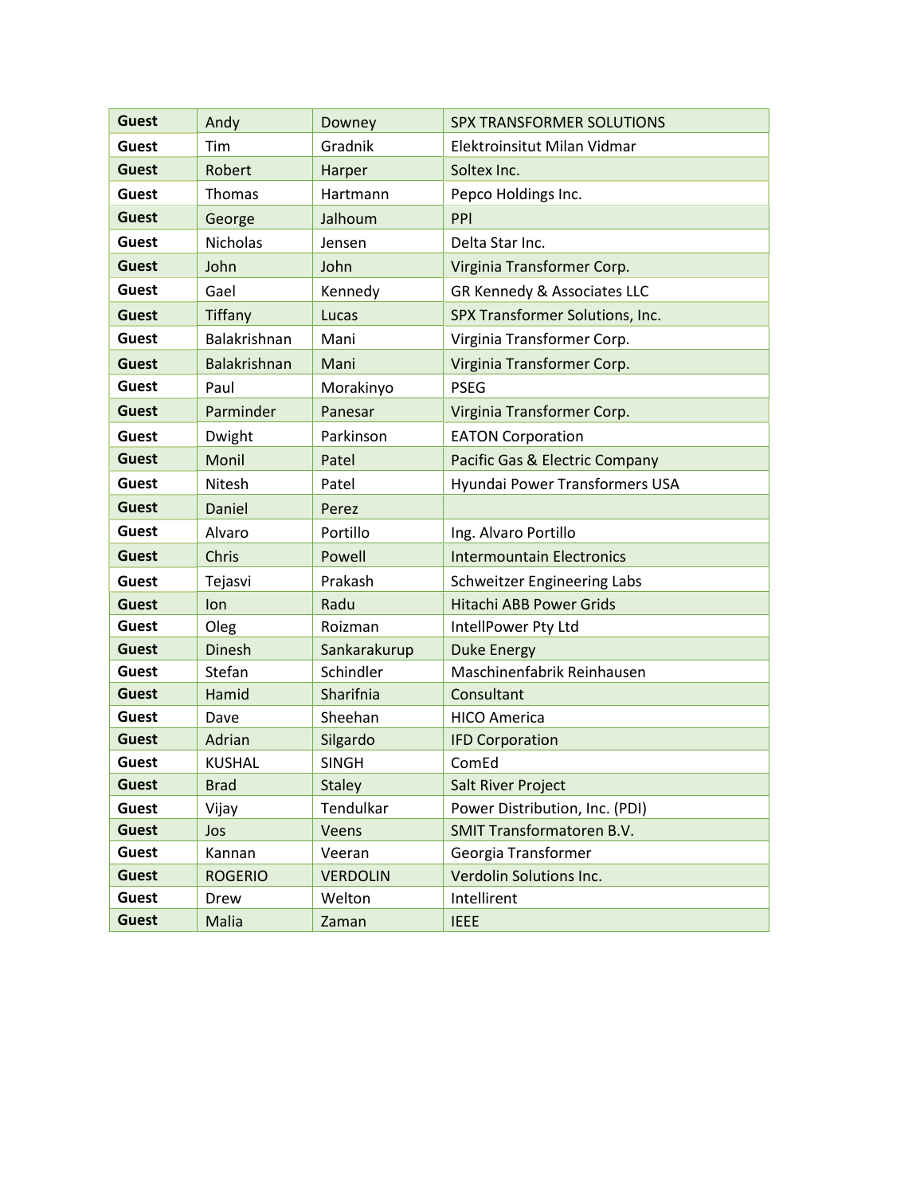| | | | |
|---|---|---|---|
| **Guest** | Andy | Downey | SPX TRANSFORMER SOLUTIONS |
| **Guest** | Tim | Gradnik | Elektroinsitut Milan Vidmar |
| **Guest** | Robert | Harper | Soltex Inc. |
| **Guest** | Thomas | Hartmann | Pepco Holdings Inc. |
| **Guest** | George | Jalhoum | PPI |
| **Guest** | Nicholas | Jensen | Delta Star Inc. |
| **Guest** | John | John | Virginia Transformer Corp. |
| **Guest** | Gael | Kennedy | GR Kennedy & Associates LLC |
| **Guest** | Tiffany | Lucas | SPX Transformer Solutions, Inc. |
| **Guest** | Balakrishnan | Mani | Virginia Transformer Corp. |
| **Guest** | Balakrishnan | Mani | Virginia Transformer Corp. |
| **Guest** | Paul | Morakinyo | PSEG |
| **Guest** | Parminder | Panesar | Virginia Transformer Corp. |
| **Guest** | Dwight | Parkinson | EATON Corporation |
| **Guest** | Monil | Patel | Pacific Gas & Electric Company |
| **Guest** | Nitesh | Patel | Hyundai Power Transformers USA |
| **Guest** | Daniel | Perez | |
| **Guest** | Alvaro | Portillo | Ing. Alvaro Portillo |
| **Guest** | Chris | Powell | Intermountain Electronics |
| **Guest** | Tejasvi | Prakash | Schweitzer Engineering Labs |
| **Guest** | Ion | Radu | Hitachi ABB Power Grids |
| **Guest** | Oleg | Roizman | IntellPower Pty Ltd |
| **Guest** | Dinesh | Sankarakurup | Duke Energy |
| **Guest** | Stefan | Schindler | Maschinenfabrik Reinhausen |
| **Guest** | Hamid | Sharifnia | Consultant |
| **Guest** | Dave | Sheehan | HICO America |
| **Guest** | Adrian | Silgardo | IFD Corporation |
| **Guest** | KUSHAL | SINGH | ComEd |
| **Guest** | Brad | Staley | Salt River Project |
| **Guest** | Vijay | Tendulkar | Power Distribution, Inc. (PDI) |
| **Guest** | Jos | Veens | SMIT Transformatoren B.V. |
| **Guest** | Kannan | Veeran | Georgia Transformer |
| **Guest** | ROGERIO | VERDOLIN | Verdolin Solutions Inc. |
| **Guest** | Drew | Welton | Intellirent |
| **Guest** | Malia | Zaman | IEEE |